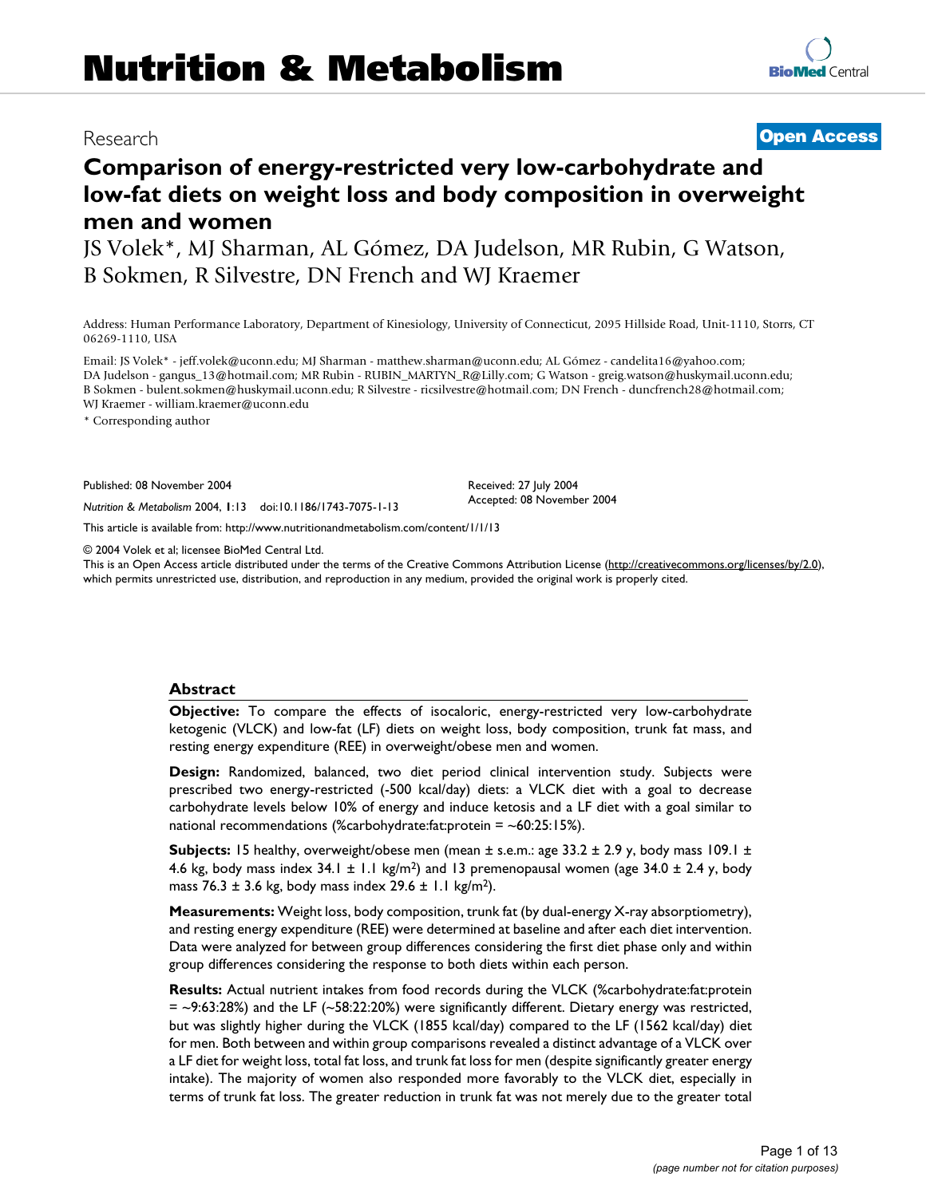# Nutrition & Metabolism

Research | **Open Access**

## Comparison of energy-restricted very low-carbohydrate and low-fat diets on weight loss and body composition in overweight men and women

JS Volek*, MJ Sharman, AL Gómez, DA Judelson, MR Rubin, G Watson, B Sokmen, R Silvestre, DN French and WJ Kraemer

Address: Human Performance Laboratory, Department of Kinesiology, University of Connecticut, 2095 Hillside Road, Unit-1110, Storrs, CT 06269-1110, USA

Email: JS Volek* - jeff.volek@uconn.edu; MJ Sharman - matthew.sharman@uconn.edu; AL Gómez - candelita16@yahoo.com; DA Judelson - gangus_13@hotmail.com; MR Rubin - RUBIN_MARTYN_R@Lilly.com; G Watson - greig.watson@huskymail.uconn.edu; B Sokmen - bulent.sokmen@huskymail.uconn.edu; R Silvestre - ricsilvestre@hotmail.com; DN French - duncfrench28@hotmail.com; WJ Kraemer - william.kraemer@uconn.edu

* Corresponding author

Published: 08 November 2004

*Nutrition & Metabolism* 2004, **1**:13 doi:10.1186/1743-7075-1-13

Received: 27 July 2004
Accepted: 08 November 2004

This article is available from: http://www.nutritionandmetabolism.com/content/1/1/13

© 2004 Volek et al; licensee BioMed Central Ltd.
This is an Open Access article distributed under the terms of the Creative Commons Attribution License (http://creativecommons.org/licenses/by/2.0), which permits unrestricted use, distribution, and reproduction in any medium, provided the original work is properly cited.

### Abstract

**Objective:** To compare the effects of isocaloric, energy-restricted very low-carbohydrate ketogenic (VLCK) and low-fat (LF) diets on weight loss, body composition, trunk fat mass, and resting energy expenditure (REE) in overweight/obese men and women.

**Design:** Randomized, balanced, two diet period clinical intervention study. Subjects were prescribed two energy-restricted (-500 kcal/day) diets: a VLCK diet with a goal to decrease carbohydrate levels below 10% of energy and induce ketosis and a LF diet with a goal similar to national recommendations (%carbohydrate:fat:protein = ~60:25:15%).

**Subjects:** 15 healthy, overweight/obese men (mean ± s.e.m.: age 33.2 ± 2.9 y, body mass 109.1 ± 4.6 kg, body mass index 34.1 ± 1.1 kg/m$^2$) and 13 premenopausal women (age 34.0 ± 2.4 y, body mass 76.3 ± 3.6 kg, body mass index 29.6 ± 1.1 kg/m$^2$).

**Measurements:** Weight loss, body composition, trunk fat (by dual-energy X-ray absorptiometry), and resting energy expenditure (REE) were determined at baseline and after each diet intervention. Data were analyzed for between group differences considering the first diet phase only and within group differences considering the response to both diets within each person.

**Results:** Actual nutrient intakes from food records during the VLCK (%carbohydrate:fat:protein = ~9:63:28%) and the LF (~58:22:20%) were significantly different. Dietary energy was restricted, but was slightly higher during the VLCK (1855 kcal/day) compared to the LF (1562 kcal/day) diet for men. Both between and within group comparisons revealed a distinct advantage of a VLCK over a LF diet for weight loss, total fat loss, and trunk fat loss for men (despite significantly greater energy intake). The majority of women also responded more favorably to the VLCK diet, especially in terms of trunk fat loss. The greater reduction in trunk fat was not merely due to the greater total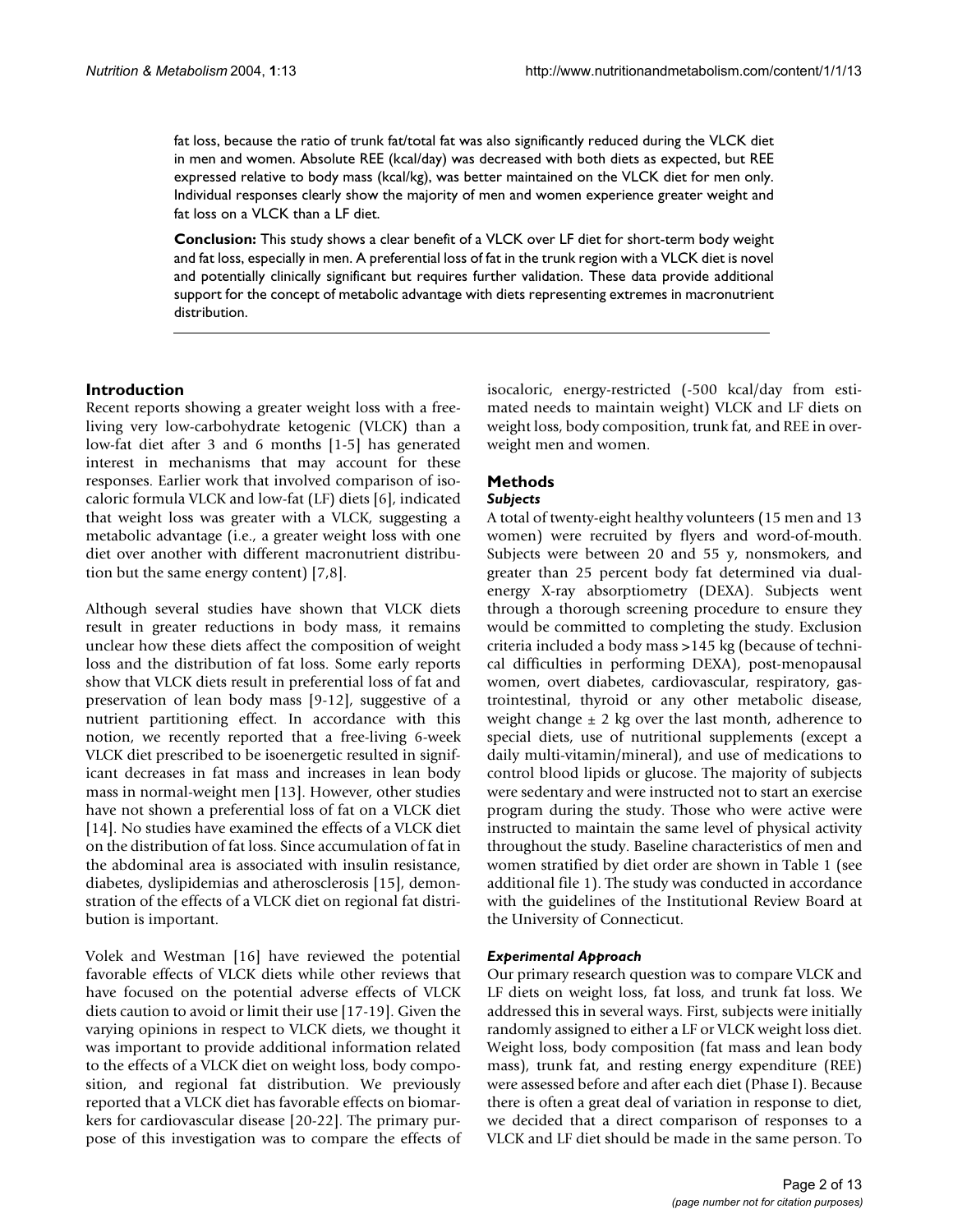fat loss, because the ratio of trunk fat/total fat was also significantly reduced during the VLCK diet in men and women. Absolute REE (kcal/day) was decreased with both diets as expected, but REE expressed relative to body mass (kcal/kg), was better maintained on the VLCK diet for men only. Individual responses clearly show the majority of men and women experience greater weight and fat loss on a VLCK than a LF diet.

**Conclusion:** This study shows a clear benefit of a VLCK over LF diet for short-term body weight and fat loss, especially in men. A preferential loss of fat in the trunk region with a VLCK diet is novel and potentially clinically significant but requires further validation. These data provide additional support for the concept of metabolic advantage with diets representing extremes in macronutrient distribution.

## Introduction

Recent reports showing a greater weight loss with a free-living very low-carbohydrate ketogenic (VLCK) than a low-fat diet after 3 and 6 months [1-5] has generated interest in mechanisms that may account for these responses. Earlier work that involved comparison of isocaloric formula VLCK and low-fat (LF) diets [6], indicated that weight loss was greater with a VLCK, suggesting a metabolic advantage (i.e., a greater weight loss with one diet over another with different macronutrient distribution but the same energy content) [7,8].

Although several studies have shown that VLCK diets result in greater reductions in body mass, it remains unclear how these diets affect the composition of weight loss and the distribution of fat loss. Some early reports show that VLCK diets result in preferential loss of fat and preservation of lean body mass [9-12], suggestive of a nutrient partitioning effect. In accordance with this notion, we recently reported that a free-living 6-week VLCK diet prescribed to be isoenergetic resulted in significant decreases in fat mass and increases in lean body mass in normal-weight men [13]. However, other studies have not shown a preferential loss of fat on a VLCK diet [14]. No studies have examined the effects of a VLCK diet on the distribution of fat loss. Since accumulation of fat in the abdominal area is associated with insulin resistance, diabetes, dyslipidemias and atherosclerosis [15], demonstration of the effects of a VLCK diet on regional fat distribution is important.

Volek and Westman [16] have reviewed the potential favorable effects of VLCK diets while other reviews that have focused on the potential adverse effects of VLCK diets caution to avoid or limit their use [17-19]. Given the varying opinions in respect to VLCK diets, we thought it was important to provide additional information related to the effects of a VLCK diet on weight loss, body composition, and regional fat distribution. We previously reported that a VLCK diet has favorable effects on biomarkers for cardiovascular disease [20-22]. The primary purpose of this investigation was to compare the effects of isocaloric, energy-restricted (-500 kcal/day from estimated needs to maintain weight) VLCK and LF diets on weight loss, body composition, trunk fat, and REE in overweight men and women.

## Methods

### Subjects

A total of twenty-eight healthy volunteers (15 men and 13 women) were recruited by flyers and word-of-mouth. Subjects were between 20 and 55 y, nonsmokers, and greater than 25 percent body fat determined via dual-energy X-ray absorptiometry (DEXA). Subjects went through a thorough screening procedure to ensure they would be committed to completing the study. Exclusion criteria included a body mass >145 kg (because of technical difficulties in performing DEXA), post-menopausal women, overt diabetes, cardiovascular, respiratory, gastrointestinal, thyroid or any other metabolic disease, weight change ± 2 kg over the last month, adherence to special diets, use of nutritional supplements (except a daily multi-vitamin/mineral), and use of medications to control blood lipids or glucose. The majority of subjects were sedentary and were instructed not to start an exercise program during the study. Those who were active were instructed to maintain the same level of physical activity throughout the study. Baseline characteristics of men and women stratified by diet order are shown in Table 1 (see additional file 1). The study was conducted in accordance with the guidelines of the Institutional Review Board at the University of Connecticut.

### Experimental Approach

Our primary research question was to compare VLCK and LF diets on weight loss, fat loss, and trunk fat loss. We addressed this in several ways. First, subjects were initially randomly assigned to either a LF or VLCK weight loss diet. Weight loss, body composition (fat mass and lean body mass), trunk fat, and resting energy expenditure (REE) were assessed before and after each diet (Phase I). Because there is often a great deal of variation in response to diet, we decided that a direct comparison of responses to a VLCK and LF diet should be made in the same person. To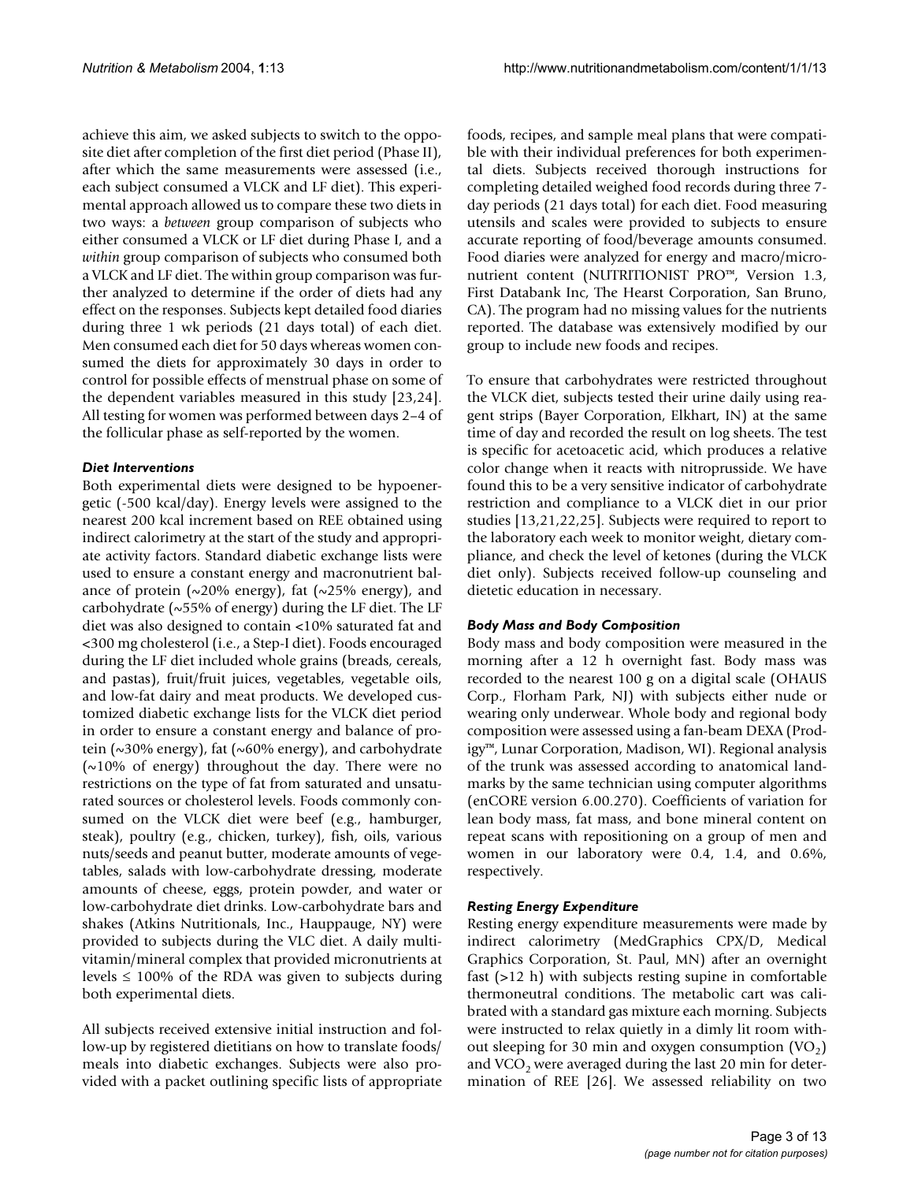achieve this aim, we asked subjects to switch to the opposite diet after completion of the first diet period (Phase II), after which the same measurements were assessed (i.e., each subject consumed a VLCK and LF diet). This experimental approach allowed us to compare these two diets in two ways: a *between* group comparison of subjects who either consumed a VLCK or LF diet during Phase I, and a *within* group comparison of subjects who consumed both a VLCK and LF diet. The within group comparison was further analyzed to determine if the order of diets had any effect on the responses. Subjects kept detailed food diaries during three 1 wk periods (21 days total) of each diet. Men consumed each diet for 50 days whereas women consumed the diets for approximately 30 days in order to control for possible effects of menstrual phase on some of the dependent variables measured in this study [23,24]. All testing for women was performed between days 2–4 of the follicular phase as self-reported by the women.

### *Diet Interventions*

Both experimental diets were designed to be hypoenergetic (-500 kcal/day). Energy levels were assigned to the nearest 200 kcal increment based on REE obtained using indirect calorimetry at the start of the study and appropriate activity factors. Standard diabetic exchange lists were used to ensure a constant energy and macronutrient balance of protein (~20% energy), fat (~25% energy), and carbohydrate (~55% of energy) during the LF diet. The LF diet was also designed to contain <10% saturated fat and <300 mg cholesterol (i.e., a Step-I diet). Foods encouraged during the LF diet included whole grains (breads, cereals, and pastas), fruit/fruit juices, vegetables, vegetable oils, and low-fat dairy and meat products. We developed customized diabetic exchange lists for the VLCK diet period in order to ensure a constant energy and balance of protein (~30% energy), fat (~60% energy), and carbohydrate (~10% of energy) throughout the day. There were no restrictions on the type of fat from saturated and unsaturated sources or cholesterol levels. Foods commonly consumed on the VLCK diet were beef (e.g., hamburger, steak), poultry (e.g., chicken, turkey), fish, oils, various nuts/seeds and peanut butter, moderate amounts of vegetables, salads with low-carbohydrate dressing, moderate amounts of cheese, eggs, protein powder, and water or low-carbohydrate diet drinks. Low-carbohydrate bars and shakes (Atkins Nutritionals, Inc., Hauppauge, NY) were provided to subjects during the VLC diet. A daily multivitamin/mineral complex that provided micronutrients at levels ≤ 100% of the RDA was given to subjects during both experimental diets.

All subjects received extensive initial instruction and follow-up by registered dietitians on how to translate foods/meals into diabetic exchanges. Subjects were also provided with a packet outlining specific lists of appropriate foods, recipes, and sample meal plans that were compatible with their individual preferences for both experimental diets. Subjects received thorough instructions for completing detailed weighed food records during three 7-day periods (21 days total) for each diet. Food measuring utensils and scales were provided to subjects to ensure accurate reporting of food/beverage amounts consumed. Food diaries were analyzed for energy and macro/micronutrient content (NUTRITIONIST PRO™, Version 1.3, First Databank Inc, The Hearst Corporation, San Bruno, CA). The program had no missing values for the nutrients reported. The database was extensively modified by our group to include new foods and recipes.

To ensure that carbohydrates were restricted throughout the VLCK diet, subjects tested their urine daily using reagent strips (Bayer Corporation, Elkhart, IN) at the same time of day and recorded the result on log sheets. The test is specific for acetoacetic acid, which produces a relative color change when it reacts with nitroprusside. We have found this to be a very sensitive indicator of carbohydrate restriction and compliance to a VLCK diet in our prior studies [13,21,22,25]. Subjects were required to report to the laboratory each week to monitor weight, dietary compliance, and check the level of ketones (during the VLCK diet only). Subjects received follow-up counseling and dietetic education in necessary.

### *Body Mass and Body Composition*

Body mass and body composition were measured in the morning after a 12 h overnight fast. Body mass was recorded to the nearest 100 g on a digital scale (OHAUS Corp., Florham Park, NJ) with subjects either nude or wearing only underwear. Whole body and regional body composition were assessed using a fan-beam DEXA (Prodigy™, Lunar Corporation, Madison, WI). Regional analysis of the trunk was assessed according to anatomical landmarks by the same technician using computer algorithms (enCORE version 6.00.270). Coefficients of variation for lean body mass, fat mass, and bone mineral content on repeat scans with repositioning on a group of men and women in our laboratory were 0.4, 1.4, and 0.6%, respectively.

### *Resting Energy Expenditure*

Resting energy expenditure measurements were made by indirect calorimetry (MedGraphics CPX/D, Medical Graphics Corporation, St. Paul, MN) after an overnight fast (>12 h) with subjects resting supine in comfortable thermoneutral conditions. The metabolic cart was calibrated with a standard gas mixture each morning. Subjects were instructed to relax quietly in a dimly lit room without sleeping for 30 min and oxygen consumption ($VO_2$) and $VCO_2$ were averaged during the last 20 min for determination of REE [26]. We assessed reliability on two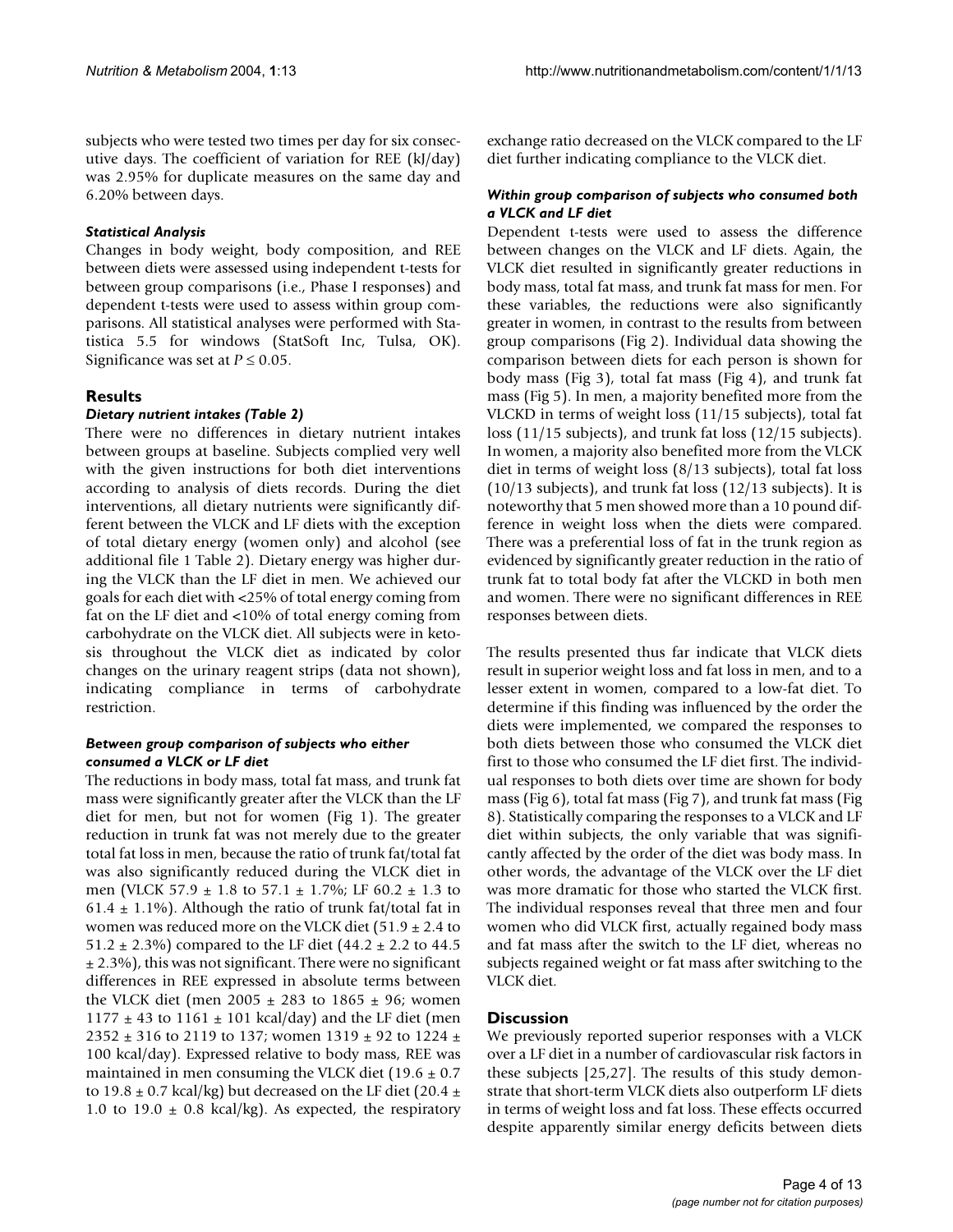subjects who were tested two times per day for six consecutive days. The coefficient of variation for REE (kJ/day) was 2.95% for duplicate measures on the same day and 6.20% between days.

### *Statistical Analysis*

Changes in body weight, body composition, and REE between diets were assessed using independent t-tests for between group comparisons (i.e., Phase I responses) and dependent t-tests were used to assess within group comparisons. All statistical analyses were performed with Statistica 5.5 for windows (StatSoft Inc, Tulsa, OK). Significance was set at $P \leq 0.05$.

## Results

### *Dietary nutrient intakes (Table 2)*

There were no differences in dietary nutrient intakes between groups at baseline. Subjects complied very well with the given instructions for both diet interventions according to analysis of diets records. During the diet interventions, all dietary nutrients were significantly different between the VLCK and LF diets with the exception of total dietary energy (women only) and alcohol (see additional file 1 Table 2). Dietary energy was higher during the VLCK than the LF diet in men. We achieved our goals for each diet with <25% of total energy coming from fat on the LF diet and <10% of total energy coming from carbohydrate on the VLCK diet. All subjects were in ketosis throughout the VLCK diet as indicated by color changes on the urinary reagent strips (data not shown), indicating compliance in terms of carbohydrate restriction.

### *Between group comparison of subjects who either consumed a VLCK or LF diet*

The reductions in body mass, total fat mass, and trunk fat mass were significantly greater after the VLCK than the LF diet for men, but not for women (Fig 1). The greater reduction in trunk fat was not merely due to the greater total fat loss in men, because the ratio of trunk fat/total fat was also significantly reduced during the VLCK diet in men (VLCK 57.9 ± 1.8 to 57.1 ± 1.7%; LF 60.2 ± 1.3 to 61.4 ± 1.1%). Although the ratio of trunk fat/total fat in women was reduced more on the VLCK diet (51.9 ± 2.4 to 51.2 ± 2.3%) compared to the LF diet (44.2 ± 2.2 to 44.5 ± 2.3%), this was not significant. There were no significant differences in REE expressed in absolute terms between the VLCK diet (men 2005 ± 283 to 1865 ± 96; women 1177 ± 43 to 1161 ± 101 kcal/day) and the LF diet (men 2352 ± 316 to 2119 to 137; women 1319 ± 92 to 1224 ± 100 kcal/day). Expressed relative to body mass, REE was maintained in men consuming the VLCK diet (19.6 ± 0.7 to 19.8 ± 0.7 kcal/kg) but decreased on the LF diet (20.4 ± 1.0 to 19.0 ± 0.8 kcal/kg). As expected, the respiratory exchange ratio decreased on the VLCK compared to the LF diet further indicating compliance to the VLCK diet.

### *Within group comparison of subjects who consumed both a VLCK and LF diet*

Dependent t-tests were used to assess the difference between changes on the VLCK and LF diets. Again, the VLCK diet resulted in significantly greater reductions in body mass, total fat mass, and trunk fat mass for men. For these variables, the reductions were also significantly greater in women, in contrast to the results from between group comparisons (Fig 2). Individual data showing the comparison between diets for each person is shown for body mass (Fig 3), total fat mass (Fig 4), and trunk fat mass (Fig 5). In men, a majority benefited more from the VLCKD in terms of weight loss (11/15 subjects), total fat loss (11/15 subjects), and trunk fat loss (12/15 subjects). In women, a majority also benefited more from the VLCK diet in terms of weight loss (8/13 subjects), total fat loss (10/13 subjects), and trunk fat loss (12/13 subjects). It is noteworthy that 5 men showed more than a 10 pound difference in weight loss when the diets were compared. There was a preferential loss of fat in the trunk region as evidenced by significantly greater reduction in the ratio of trunk fat to total body fat after the VLCKD in both men and women. There were no significant differences in REE responses between diets.

The results presented thus far indicate that VLCK diets result in superior weight loss and fat loss in men, and to a lesser extent in women, compared to a low-fat diet. To determine if this finding was influenced by the order the diets were implemented, we compared the responses to both diets between those who consumed the VLCK diet first to those who consumed the LF diet first. The individual responses to both diets over time are shown for body mass (Fig 6), total fat mass (Fig 7), and trunk fat mass (Fig 8). Statistically comparing the responses to a VLCK and LF diet within subjects, the only variable that was significantly affected by the order of the diet was body mass. In other words, the advantage of the VLCK over the LF diet was more dramatic for those who started the VLCK first. The individual responses reveal that three men and four women who did VLCK first, actually regained body mass and fat mass after the switch to the LF diet, whereas no subjects regained weight or fat mass after switching to the VLCK diet.

## Discussion

We previously reported superior responses with a VLCK over a LF diet in a number of cardiovascular risk factors in these subjects [25,27]. The results of this study demonstrate that short-term VLCK diets also outperform LF diets in terms of weight loss and fat loss. These effects occurred despite apparently similar energy deficits between diets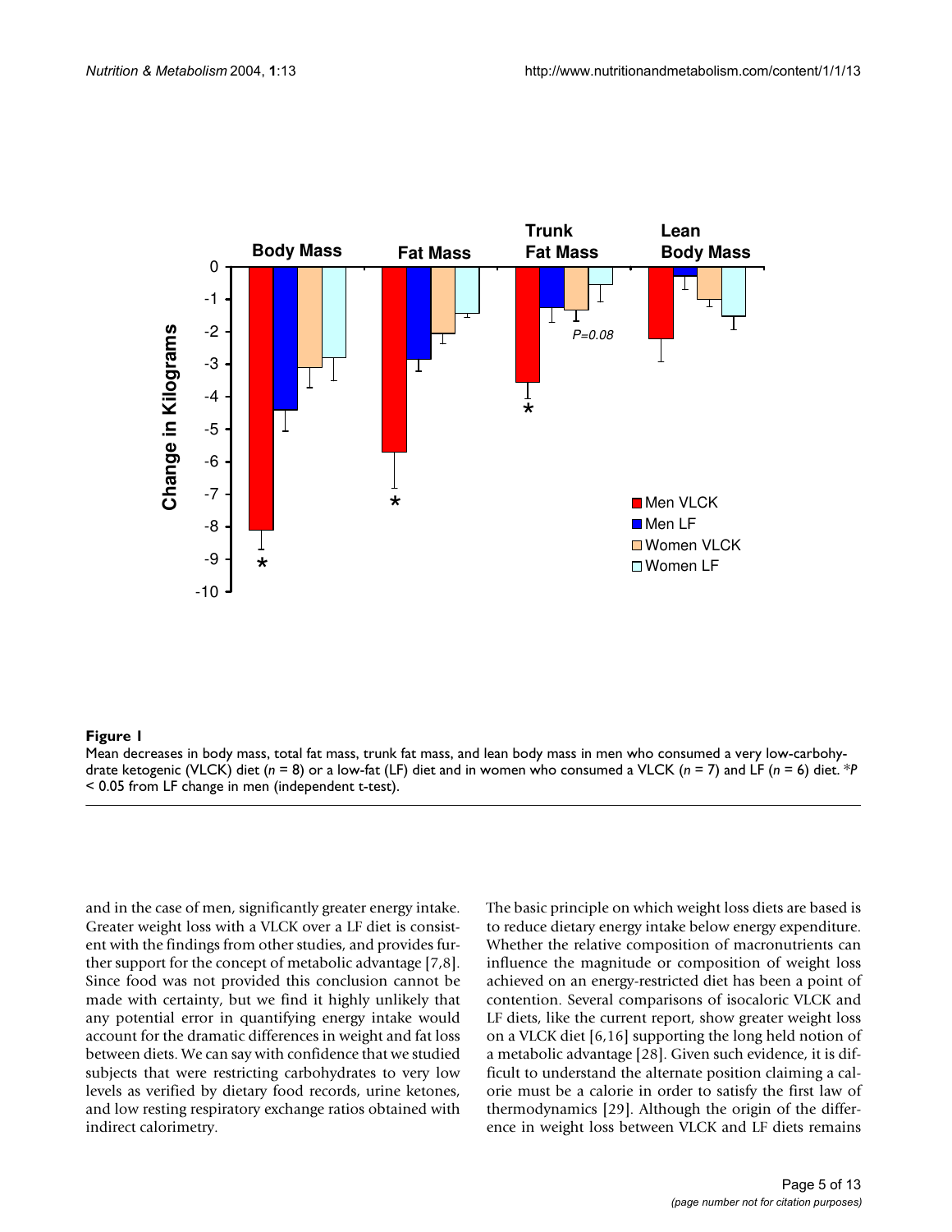**Figure 1**

Mean decreases in body mass, total fat mass, trunk fat mass, and lean body mass in men who consumed a very low-carbohydrate ketogenic (VLCK) diet (*n* = 8) or a low-fat (LF) diet and in women who consumed a VLCK (*n* = 7) and LF (*n* = 6) diet. *$P < 0.05$ from LF change in men (independent t-test).

and in the case of men, significantly greater energy intake. Greater weight loss with a VLCK over a LF diet is consistent with the findings from other studies, and provides further support for the concept of metabolic advantage [7,8]. Since food was not provided this conclusion cannot be made with certainty, but we find it highly unlikely that any potential error in quantifying energy intake would account for the dramatic differences in weight and fat loss between diets. We can say with confidence that we studied subjects that were restricting carbohydrates to very low levels as verified by dietary food records, urine ketones, and low resting respiratory exchange ratios obtained with indirect calorimetry.

The basic principle on which weight loss diets are based is to reduce dietary energy intake below energy expenditure. Whether the relative composition of macronutrients can influence the magnitude or composition of weight loss achieved on an energy-restricted diet has been a point of contention. Several comparisons of isocaloric VLCK and LF diets, like the current report, show greater weight loss on a VLCK diet [6,16] supporting the long held notion of a metabolic advantage [28]. Given such evidence, it is difficult to understand the alternate position claiming a calorie must be a calorie in order to satisfy the first law of thermodynamics [29]. Although the origin of the difference in weight loss between VLCK and LF diets remains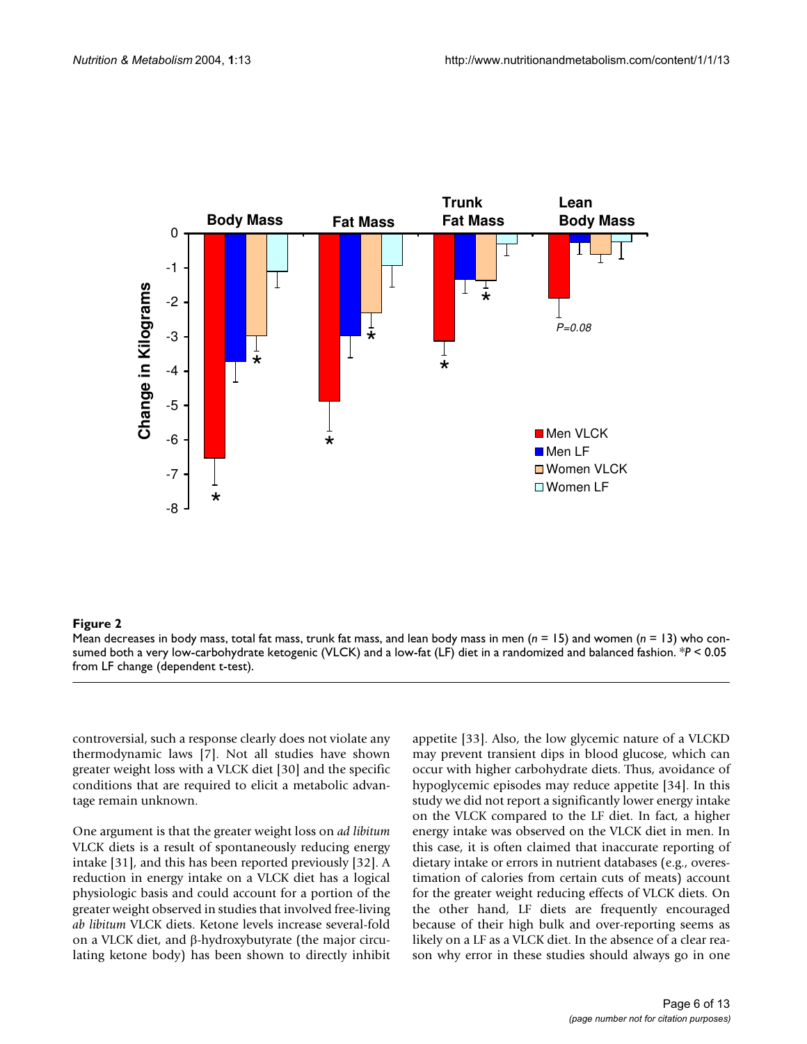**Figure 2**

Mean decreases in body mass, total fat mass, trunk fat mass, and lean body mass in men ($n$ = 15) and women ($n$ = 13) who consumed both a very low-carbohydrate ketogenic (VLCK) and a low-fat (LF) diet in a randomized and balanced fashion. *$P < 0.05$ from LF change (dependent t-test).

controversial, such a response clearly does not violate any thermodynamic laws [7]. Not all studies have shown greater weight loss with a VLCK diet [30] and the specific conditions that are required to elicit a metabolic advantage remain unknown.

One argument is that the greater weight loss on *ad libitum* VLCK diets is a result of spontaneously reducing energy intake [31], and this has been reported previously [32]. A reduction in energy intake on a VLCK diet has a logical physiologic basis and could account for a portion of the greater weight observed in studies that involved free-living *ab libitum* VLCK diets. Ketone levels increase several-fold on a VLCK diet, and β-hydroxybutyrate (the major circulating ketone body) has been shown to directly inhibit appetite [33]. Also, the low glycemic nature of a VLCKD may prevent transient dips in blood glucose, which can occur with higher carbohydrate diets. Thus, avoidance of hypoglycemic episodes may reduce appetite [34]. In this study we did not report a significantly lower energy intake on the VLCK compared to the LF diet. In fact, a higher energy intake was observed on the VLCK diet in men. In this case, it is often claimed that inaccurate reporting of dietary intake or errors in nutrient databases (e.g., overestimation of calories from certain cuts of meats) account for the greater weight reducing effects of VLCK diets. On the other hand, LF diets are frequently encouraged because of their high bulk and over-reporting seems as likely on a LF as a VLCK diet. In the absence of a clear reason why error in these studies should always go in one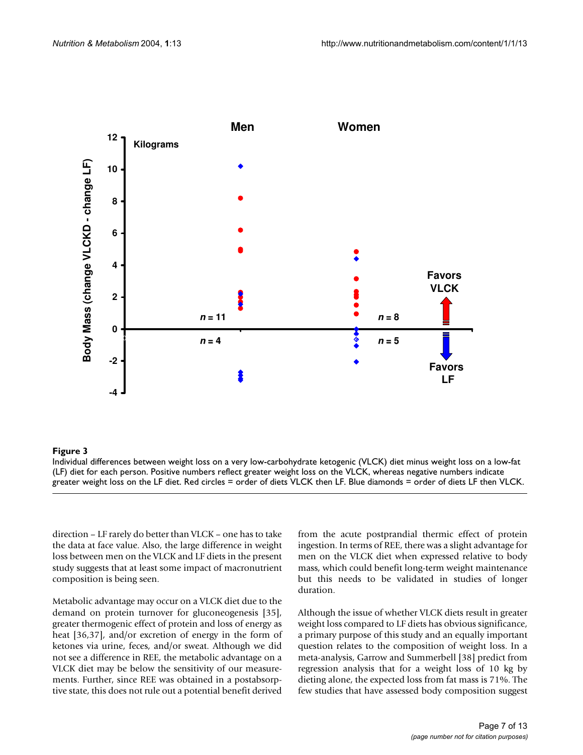**Figure 3**

Individual differences between weight loss on a very low-carbohydrate ketogenic (VLCK) diet minus weight loss on a low-fat (LF) diet for each person. Positive numbers reflect greater weight loss on the VLCK, whereas negative numbers indicate greater weight loss on the LF diet. Red circles = order of diets VLCK then LF. Blue diamonds = order of diets LF then VLCK.

direction – LF rarely do better than VLCK – one has to take the data at face value. Also, the large difference in weight loss between men on the VLCK and LF diets in the present study suggests that at least some impact of macronutrient composition is being seen.

Metabolic advantage may occur on a VLCK diet due to the demand on protein turnover for gluconeogenesis [35], greater thermogenic effect of protein and loss of energy as heat [36,37], and/or excretion of energy in the form of ketones via urine, feces, and/or sweat. Although we did not see a difference in REE, the metabolic advantage on a VLCK diet may be below the sensitivity of our measurements. Further, since REE was obtained in a postabsorptive state, this does not rule out a potential benefit derived from the acute postprandial thermic effect of protein ingestion. In terms of REE, there was a slight advantage for men on the VLCK diet when expressed relative to body mass, which could benefit long-term weight maintenance but this needs to be validated in studies of longer duration.

Although the issue of whether VLCK diets result in greater weight loss compared to LF diets has obvious significance, a primary purpose of this study and an equally important question relates to the composition of weight loss. In a meta-analysis, Garrow and Summerbell [38] predict from regression analysis that for a weight loss of 10 kg by dieting alone, the expected loss from fat mass is 71%. The few studies that have assessed body composition suggest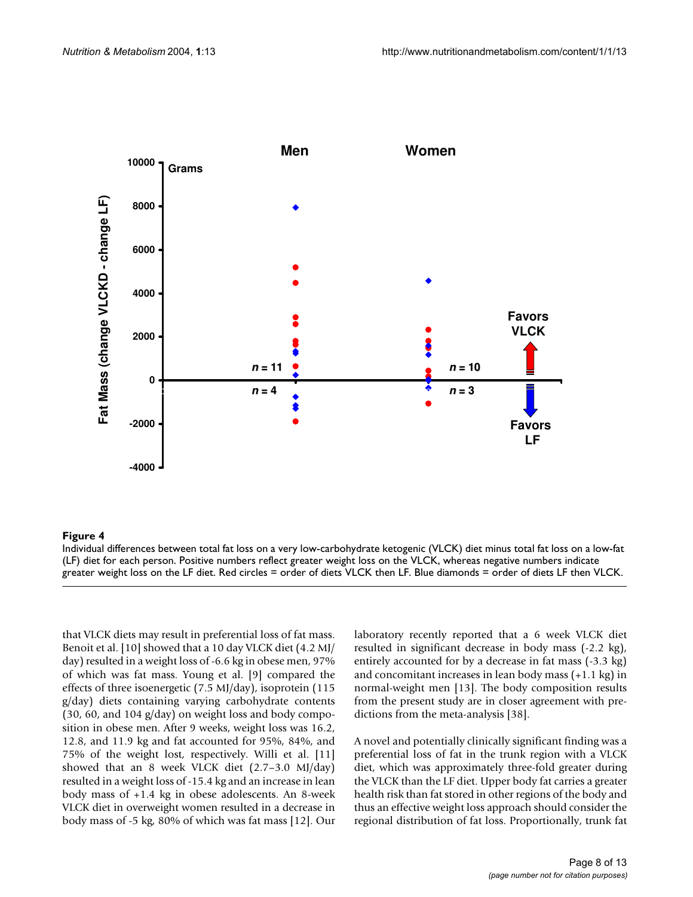**Figure 4**

Individual differences between total fat loss on a very low-carbohydrate ketogenic (VLCK) diet minus total fat loss on a low-fat (LF) diet for each person. Positive numbers reflect greater weight loss on the VLCK, whereas negative numbers indicate greater weight loss on the LF diet. Red circles = order of diets VLCK then LF. Blue diamonds = order of diets LF then VLCK.

that VLCK diets may result in preferential loss of fat mass. Benoit et al. [10] showed that a 10 day VLCK diet (4.2 MJ/day) resulted in a weight loss of -6.6 kg in obese men, 97% of which was fat mass. Young et al. [9] compared the effects of three isoenergetic (7.5 MJ/day), isoprotein (115 g/day) diets containing varying carbohydrate contents (30, 60, and 104 g/day) on weight loss and body composition in obese men. After 9 weeks, weight loss was 16.2, 12.8, and 11.9 kg and fat accounted for 95%, 84%, and 75% of the weight lost, respectively. Willi et al. [11] showed that an 8 week VLCK diet (2.7–3.0 MJ/day) resulted in a weight loss of -15.4 kg and an increase in lean body mass of +1.4 kg in obese adolescents. An 8-week VLCK diet in overweight women resulted in a decrease in body mass of -5 kg, 80% of which was fat mass [12]. Our laboratory recently reported that a 6 week VLCK diet resulted in significant decrease in body mass (-2.2 kg), entirely accounted for by a decrease in fat mass (-3.3 kg) and concomitant increases in lean body mass (+1.1 kg) in normal-weight men [13]. The body composition results from the present study are in closer agreement with predictions from the meta-analysis [38].

A novel and potentially clinically significant finding was a preferential loss of fat in the trunk region with a VLCK diet, which was approximately three-fold greater during the VLCK than the LF diet. Upper body fat carries a greater health risk than fat stored in other regions of the body and thus an effective weight loss approach should consider the regional distribution of fat loss. Proportionally, trunk fat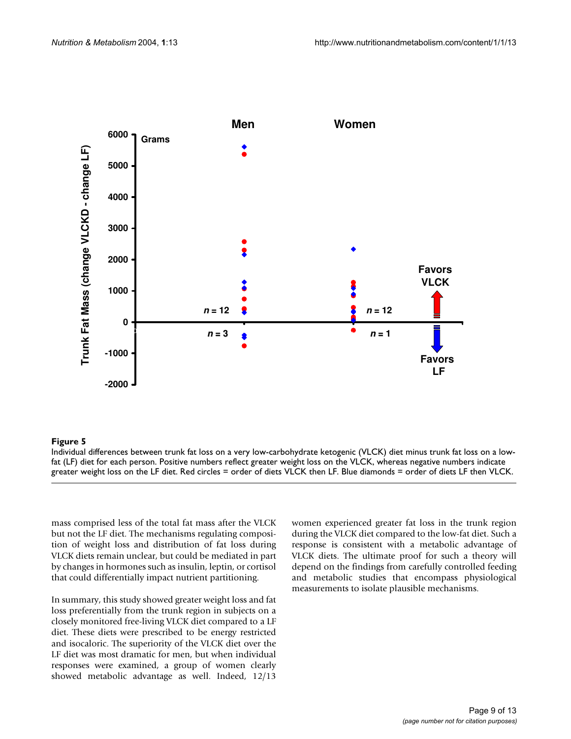**Figure 5**

Individual differences between trunk fat loss on a very low-carbohydrate ketogenic (VLCK) diet minus trunk fat loss on a low-fat (LF) diet for each person. Positive numbers reflect greater weight loss on the VLCK, whereas negative numbers indicate greater weight loss on the LF diet. Red circles = order of diets VLCK then LF. Blue diamonds = order of diets LF then VLCK.

mass comprised less of the total fat mass after the VLCK but not the LF diet. The mechanisms regulating composition of weight loss and distribution of fat loss during VLCK diets remain unclear, but could be mediated in part by changes in hormones such as insulin, leptin, or cortisol that could differentially impact nutrient partitioning.

In summary, this study showed greater weight loss and fat loss preferentially from the trunk region in subjects on a closely monitored free-living VLCK diet compared to a LF diet. These diets were prescribed to be energy restricted and isocaloric. The superiority of the VLCK diet over the LF diet was most dramatic for men, but when individual responses were examined, a group of women clearly showed metabolic advantage as well. Indeed, 12/13 women experienced greater fat loss in the trunk region during the VLCK diet compared to the low-fat diet. Such a response is consistent with a metabolic advantage of VLCK diets. The ultimate proof for such a theory will depend on the findings from carefully controlled feeding and metabolic studies that encompass physiological measurements to isolate plausible mechanisms.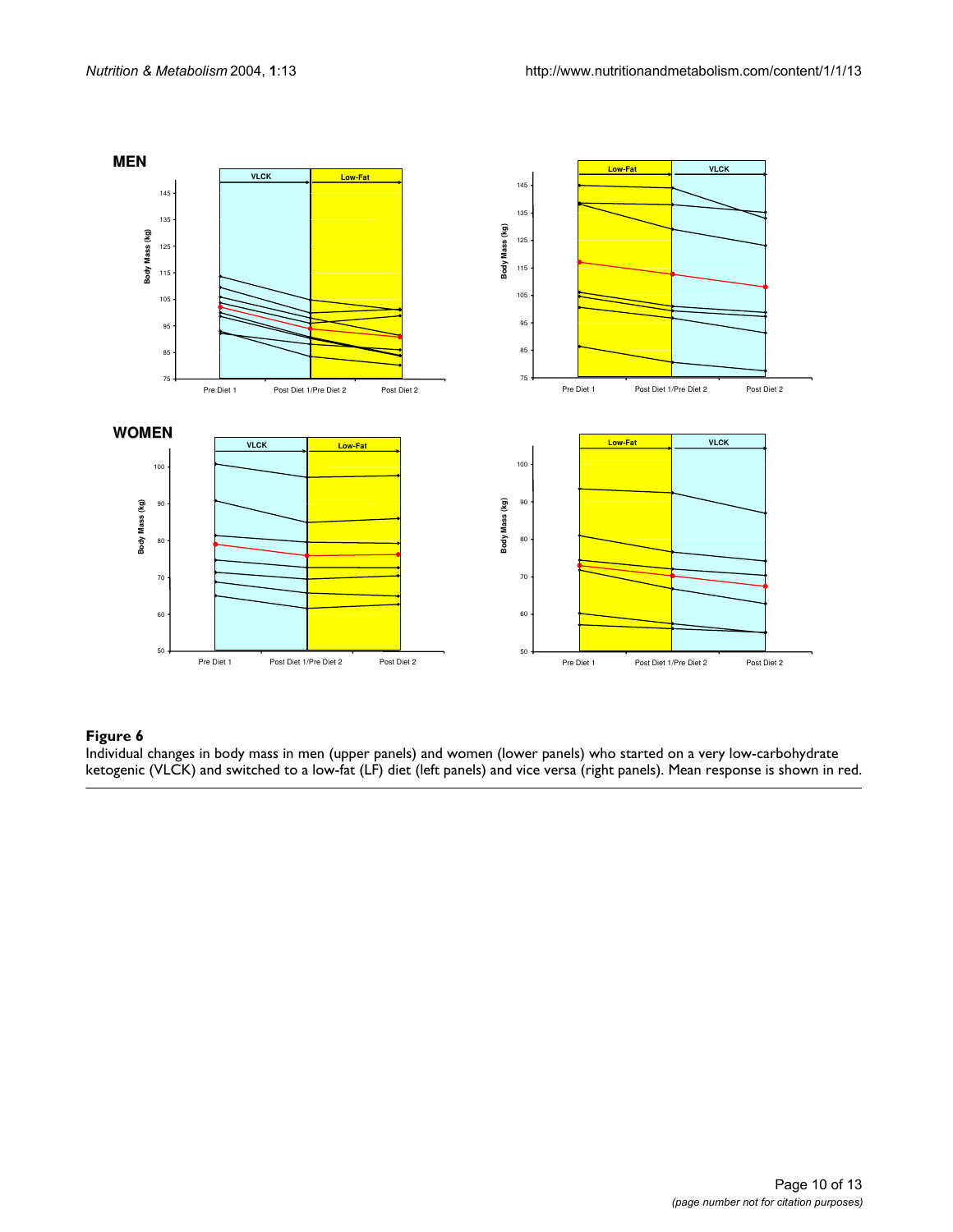**Figure 6**
Individual changes in body mass in men (upper panels) and women (lower panels) who started on a very low-carbohydrate ketogenic (VLCK) and switched to a low-fat (LF) diet (left panels) and vice versa (right panels). Mean response is shown in red.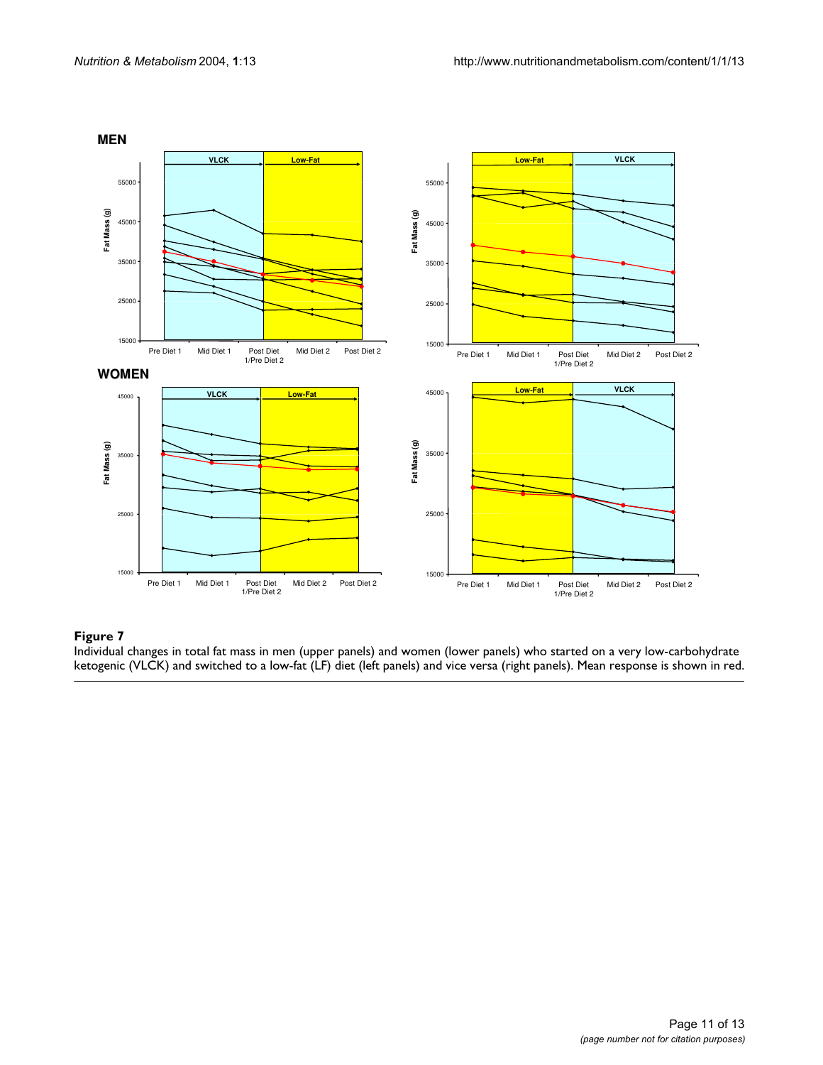**Figure 7**

Individual changes in total fat mass in men (upper panels) and women (lower panels) who started on a very low-carbohydrate ketogenic (VLCK) and switched to a low-fat (LF) diet (left panels) and vice versa (right panels). Mean response is shown in red.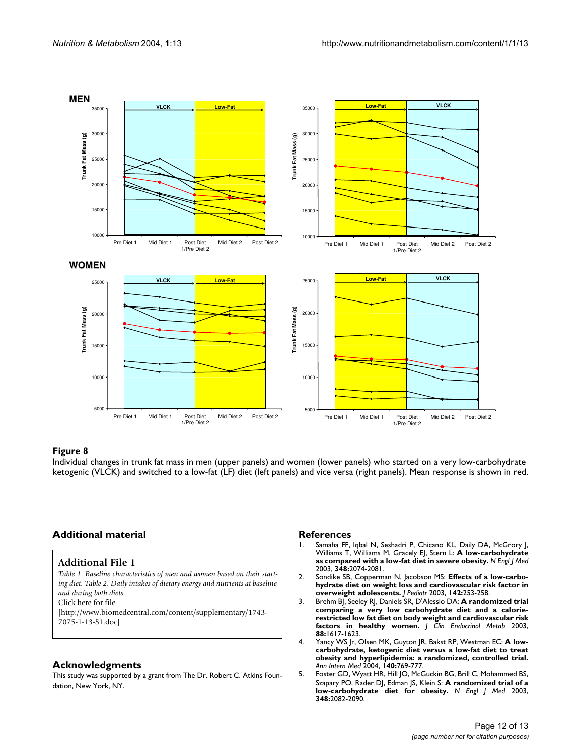**Figure 8**

Individual changes in trunk fat mass in men (upper panels) and women (lower panels) who started on a very low-carbohydrate ketogenic (VLCK) and switched to a low-fat (LF) diet (left panels) and vice versa (right panels). Mean response is shown in red.

## Additional material

### Additional File 1

*Table 1. Baseline characteristics of men and women based on their starting diet. Table 2. Daily intakes of dietary energy and nutrients at baseline and during both diets.*

Click here for file

[http://www.biomedcentral.com/content/supplementary/1743-7075-1-13-S1.doc]

## Acknowledgments

This study was supported by a grant from The Dr. Robert C. Atkins Foundation, New York, NY.

## References

1. Samaha FF, Iqbal N, Seshadri P, Chicano KL, Daily DA, McGrory J, Williams T, Williams M, Gracely EJ, Stern L: **A low-carbohydrate as compared with a low-fat diet in severe obesity.** *N Engl J Med* 2003, **348:**2074-2081.
2. Sondike SB, Copperman N, Jacobson MS: **Effects of a low-carbohydrate diet on weight loss and cardiovascular risk factor in overweight adolescents.** *J Pediatr* 2003, **142:**253-258.
3. Brehm BJ, Seeley RJ, Daniels SR, D'Alessio DA: **A randomized trial comparing a very low carbohydrate diet and a calorie-restricted low fat diet on body weight and cardiovascular risk factors in healthy women.** *J Clin Endocrinol Metab* 2003, **88:**1617-1623.
4. Yancy WS Jr, Olsen MK, Guyton JR, Bakst RP, Westman EC: **A low-carbohydrate, ketogenic diet versus a low-fat diet to treat obesity and hyperlipidemia: a randomized, controlled trial.** *Ann Intern Med* 2004, **140:**769-777.
5. Foster GD, Wyatt HR, Hill JO, McGuckin BG, Brill C, Mohammed BS, Szapary PO, Rader DJ, Edman JS, Klein S: **A randomized trial of a low-carbohydrate diet for obesity.** *N Engl J Med* 2003, **348:**2082-2090.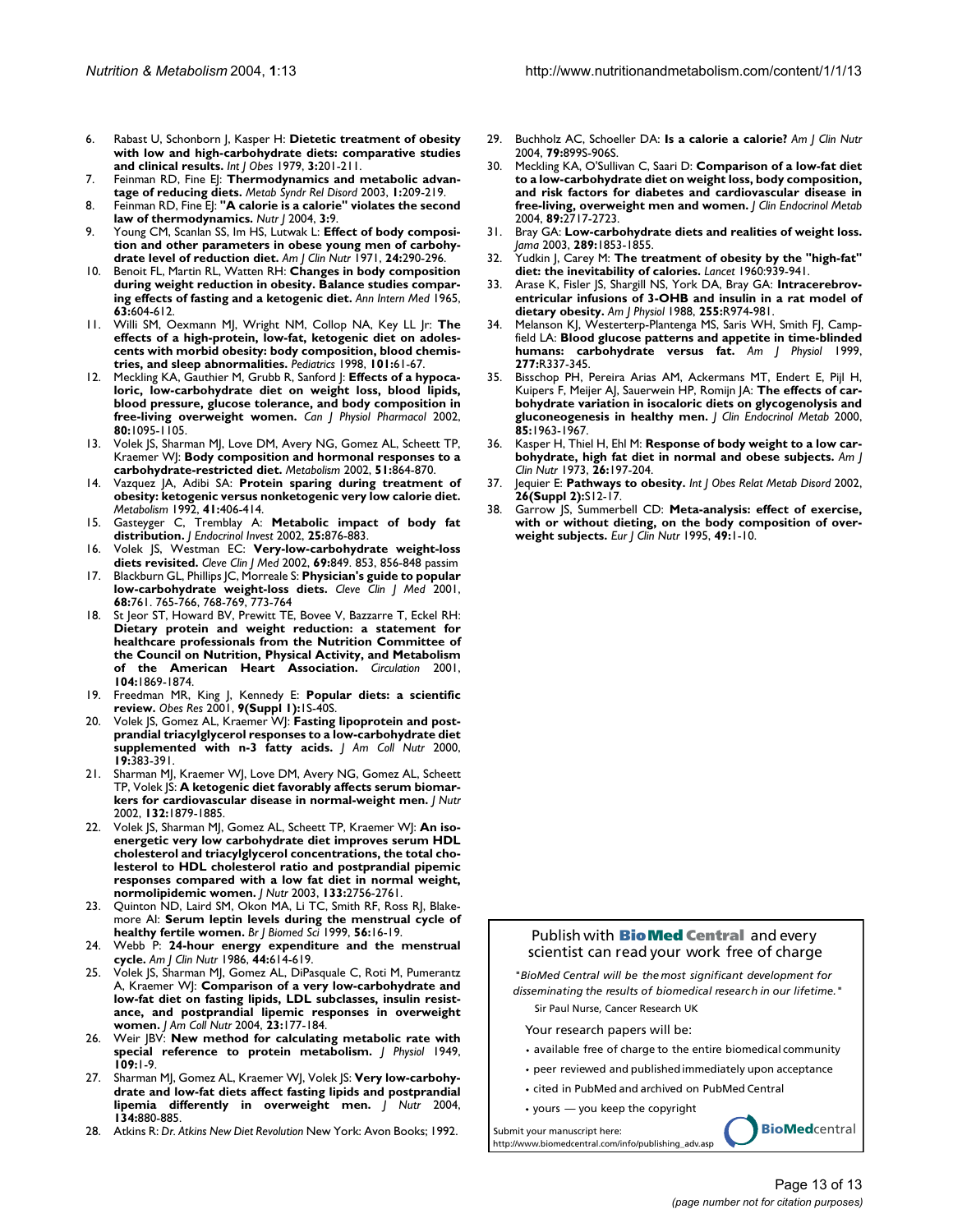6. Rabast U, Schonborn J, Kasper H: **Dietetic treatment of obesity with low and high-carbohydrate diets: comparative studies and clinical results.** *Int J Obes* 1979, **3:**201-211.
7. Feinman RD, Fine EJ: **Thermodynamics and metabolic advantage of reducing diets.** *Metab Syndr Rel Disord* 2003, **1:**209-219.
8. Feinman RD, Fine EJ: **"A calorie is a calorie" violates the second law of thermodynamics.** *Nutr J* 2004, **3:**9.
9. Young CM, Scanlan SS, Im HS, Lutwak L: **Effect of body composition and other parameters in obese young men of carbohydrate level of reduction diet.** *Am J Clin Nutr* 1971, **24:**290-296.
10. Benoit FL, Martin RL, Watten RH: **Changes in body composition during weight reduction in obesity. Balance studies comparing effects of fasting and a ketogenic diet.** *Ann Intern Med* 1965, **63:**604-612.
11. Willi SM, Oexmann MJ, Wright NM, Collop NA, Key LL Jr: **The effects of a high-protein, low-fat, ketogenic diet on adolescents with morbid obesity: body composition, blood chemistries, and sleep abnormalities.** *Pediatrics* 1998, **101:**61-67.
12. Meckling KA, Gauthier M, Grubb R, Sanford J: **Effects of a hypocaloric, low-carbohydrate diet on weight loss, blood lipids, blood pressure, glucose tolerance, and body composition in free-living overweight women.** *Can J Physiol Pharmacol* 2002, **80:**1095-1105.
13. Volek JS, Sharman MJ, Love DM, Avery NG, Gomez AL, Scheett TP, Kraemer WJ: **Body composition and hormonal responses to a carbohydrate-restricted diet.** *Metabolism* 2002, **51:**864-870.
14. Vazquez JA, Adibi SA: **Protein sparing during treatment of obesity: ketogenic versus nonketogenic very low calorie diet.** *Metabolism* 1992, **41:**406-414.
15. Gasteyger C, Tremblay A: **Metabolic impact of body fat distribution.** *J Endocrinol Invest* 2002, **25:**876-883.
16. Volek JS, Westman EC: **Very-low-carbohydrate weight-loss diets revisited.** *Cleve Clin J Med* 2002, **69:**849. 853, 856-848 passim
17. Blackburn GL, Phillips JC, Morreale S: **Physician's guide to popular low-carbohydrate weight-loss diets.** *Cleve Clin J Med* 2001, **68:**761. 765-766, 768-769, 773-764
18. St Jeor ST, Howard BV, Prewitt TE, Bovee V, Bazzarre T, Eckel RH: **Dietary protein and weight reduction: a statement for healthcare professionals from the Nutrition Committee of the Council on Nutrition, Physical Activity, and Metabolism of the American Heart Association.** *Circulation* 2001, **104:**1869-1874.
19. Freedman MR, King J, Kennedy E: **Popular diets: a scientific review.** *Obes Res* 2001, **9(Suppl 1):**1S-40S.
20. Volek JS, Gomez AL, Kraemer WJ: **Fasting lipoprotein and postprandial triacylglycerol responses to a low-carbohydrate diet supplemented with n-3 fatty acids.** *J Am Coll Nutr* 2000, **19:**383-391.
21. Sharman MJ, Kraemer WJ, Love DM, Avery NG, Gomez AL, Scheett TP, Volek JS: **A ketogenic diet favorably affects serum biomarkers for cardiovascular disease in normal-weight men.** *J Nutr* 2002, **132:**1879-1885.
22. Volek JS, Sharman MJ, Gomez AL, Scheett TP, Kraemer WJ: **An isoenergetic very low carbohydrate diet improves serum HDL cholesterol and triacylglycerol concentrations, the total cholesterol to HDL cholesterol ratio and postprandial pipemic responses compared with a low fat diet in normal weight, normolipidemic women.** *J Nutr* 2003, **133:**2756-2761.
23. Quinton ND, Laird SM, Okon MA, Li TC, Smith RF, Ross RJ, Blakemore AI: **Serum leptin levels during the menstrual cycle of healthy fertile women.** *Br J Biomed Sci* 1999, **56:**16-19.
24. Webb P: **24-hour energy expenditure and the menstrual cycle.** *Am J Clin Nutr* 1986, **44:**614-619.
25. Volek JS, Sharman MJ, Gomez AL, DiPasquale C, Roti M, Pumerantz A, Kraemer WJ: **Comparison of a very low-carbohydrate and low-fat diet on fasting lipids, LDL subclasses, insulin resistance, and postprandial lipemic responses in overweight women.** *J Am Coll Nutr* 2004, **23:**177-184.
26. Weir JBV: **New method for calculating metabolic rate with special reference to protein metabolism.** *J Physiol* 1949, **109:**1-9.
27. Sharman MJ, Gomez AL, Kraemer WJ, Volek JS: **Very low-carbohydrate and low-fat diets affect fasting lipids and postprandial lipemia differently in overweight men.** *J Nutr* 2004, **134:**880-885.
28. Atkins R: *Dr. Atkins New Diet Revolution* New York: Avon Books; 1992.
29. Buchholz AC, Schoeller DA: **Is a calorie a calorie?** *Am J Clin Nutr* 2004, **79:**899S-906S.
30. Meckling KA, O'Sullivan C, Saari D: **Comparison of a low-fat diet to a low-carbohydrate diet on weight loss, body composition, and risk factors for diabetes and cardiovascular disease in free-living, overweight men and women.** *J Clin Endocrinol Metab* 2004, **89:**2717-2723.
31. Bray GA: **Low-carbohydrate diets and realities of weight loss.** *Jama* 2003, **289:**1853-1855.
32. Yudkin J, Carey M: **The treatment of obesity by the "high-fat" diet: the inevitability of calories.** *Lancet* 1960:939-941.
33. Arase K, Fisler JS, Shargill NS, York DA, Bray GA: **Intracerebroventricular infusions of 3-OHB and insulin in a rat model of dietary obesity.** *Am J Physiol* 1988, **255:**R974-981.
34. Melanson KJ, Westerterp-Plantenga MS, Saris WH, Smith FJ, Campfield LA: **Blood glucose patterns and appetite in time-blinded humans: carbohydrate versus fat.** *Am J Physiol* 1999, **277:**R337-345.
35. Bisschop PH, Pereira Arias AM, Ackermans MT, Endert E, Pijl H, Kuipers F, Meijer AJ, Sauerwein HP, Romijn JA: **The effects of carbohydrate variation in isocaloric diets on glycogenolysis and gluconeogenesis in healthy men.** *J Clin Endocrinol Metab* 2000, **85:**1963-1967.
36. Kasper H, Thiel H, Ehl M: **Response of body weight to a low carbohydrate, high fat diet in normal and obese subjects.** *Am J Clin Nutr* 1973, **26:**197-204.
37. Jequier E: **Pathways to obesity.** *Int J Obes Relat Metab Disord* 2002, **26(Suppl 2):**S12-17.
38. Garrow JS, Summerbell CD: **Meta-analysis: effect of exercise, with or without dieting, on the body composition of overweight subjects.** *Eur J Clin Nutr* 1995, **49:**1-10.

Publish with **BioMed Central** and every scientist can read your work free of charge

*"BioMed Central will be the most significant development for disseminating the results of biomedical research in our lifetime."*

Sir Paul Nurse, Cancer Research UK

Your research papers will be:

- available free of charge to the entire biomedical community
- peer reviewed and published immediately upon acceptance
- cited in PubMed and archived on PubMed Central
- yours — you keep the copyright

Submit your manuscript here:
http://www.biomedcentral.com/info/publishing_adv.asp

BioMedcentral